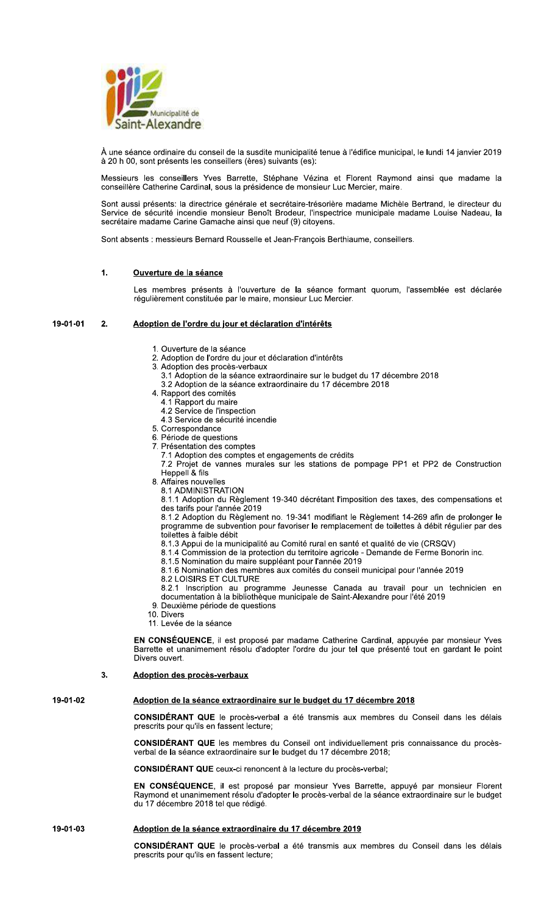Municipalité de Saint-Alexandre

À une séance ordinaire du conseil de la susdite municipalité tenue à l'édifice municipal, le lundi 14 janvier 2019 à 20 h 00, sont présents les conseillers (ères) suivants (es):

Messieurs les conseillers Yves Barrette, Stéphane Vézina et Florent Raymond ainsi que madame la conseillère Catherine Cardinal, sous la présidence de monsieur Luc Mercier, maire.

Sont aussi présents: la directrice générale et secrétaire-trésorière madame Michèle Bertrand, le directeur du Service de sécurité incendie monsieur Benoît Brodeur, l'inspectrice municipale madame Louise Nadeau, la secrétaire madame Carine Gamache ainsi que neuf (9) citoyens.

Sont absents : messieurs Bernard Rousselle et Jean-François Berthiaume, conseillers.

## 1. Ouverture de la séance

Les membres présents à l'ouverture de la séance formant quorum, l'assemblée est déclarée régulièrement constituée par le maire, monsieur Luc Mercier.

## 19-01-01 2. Adoption de l'ordre du jour et déclaration d'intérêts

1. Ouverture de la séance
2. Adoption de l'ordre du jour et déclaration d'intérêts
3. Adoption des procès-verbaux
   3.1 Adoption de la séance extraordinaire sur le budget du 17 décembre 2018
   3.2 Adoption de la séance extraordinaire du 17 décembre 2018
4. Rapport des comités
   4.1 Rapport du maire
   4.2 Service de l'inspection
   4.3 Service de sécurité incendie
5. Correspondance
6. Période de questions
7. Présentation des comptes
   7.1 Adoption des comptes et engagements de crédits
   7.2 Projet de vannes murales sur les stations de pompage PP1 et PP2 de Construction Heppell & fils
8. Affaires nouvelles
   8.1 ADMINISTRATION
   8.1.1 Adoption du Règlement 19-340 décrétant l'imposition des taxes, des compensations et des tarifs pour l'année 2019
   8.1.2 Adoption du Règlement no. 19-341 modifiant le Règlement 14-269 afin de prolonger le programme de subvention pour favoriser le remplacement de toilettes à débit régulier par des toilettes à faible débit
   8.1.3 Appui de la municipalité au Comité rural en santé et qualité de vie (CRSQV)
   8.1.4 Commission de la protection du territoire agricole - Demande de Ferme Bonorin inc.
   8.1.5 Nomination du maire suppléant pour l'année 2019
   8.1.6 Nomination des membres aux comités du conseil municipal pour l'année 2019
   8.2 LOISIRS ET CULTURE
   8.2.1 Inscription au programme Jeunesse Canada au travail pour un technicien en documentation à la bibliothèque municipale de Saint-Alexandre pour l'été 2019
9. Deuxième période de questions
10. Divers
11. Levée de la séance

**EN CONSÉQUENCE**, il est proposé par madame Catherine Cardinal, appuyée par monsieur Yves Barrette et unanimement résolu d'adopter l'ordre du jour tel que présenté tout en gardant le point Divers ouvert.

## 3. Adoption des procès-verbaux

### 19-01-02 Adoption de la séance extraordinaire sur le budget du 17 décembre 2018

**CONSIDÉRANT QUE** le procès-verbal a été transmis aux membres du Conseil dans les délais prescrits pour qu'ils en fassent lecture;

**CONSIDÉRANT QUE** les membres du Conseil ont individuellement pris connaissance du procès-verbal de la séance extraordinaire sur le budget du 17 décembre 2018;

**CONSIDÉRANT QUE** ceux-ci renoncent à la lecture du procès-verbal;

**EN CONSÉQUENCE**, il est proposé par monsieur Yves Barrette, appuyé par monsieur Florent Raymond et unanimement résolu d'adopter le procès-verbal de la séance extraordinaire sur le budget du 17 décembre 2018 tel que rédigé.

### 19-01-03 Adoption de la séance extraordinaire du 17 décembre 2019

**CONSIDÉRANT QUE** le procès-verbal a été transmis aux membres du Conseil dans les délais prescrits pour qu'ils en fassent lecture;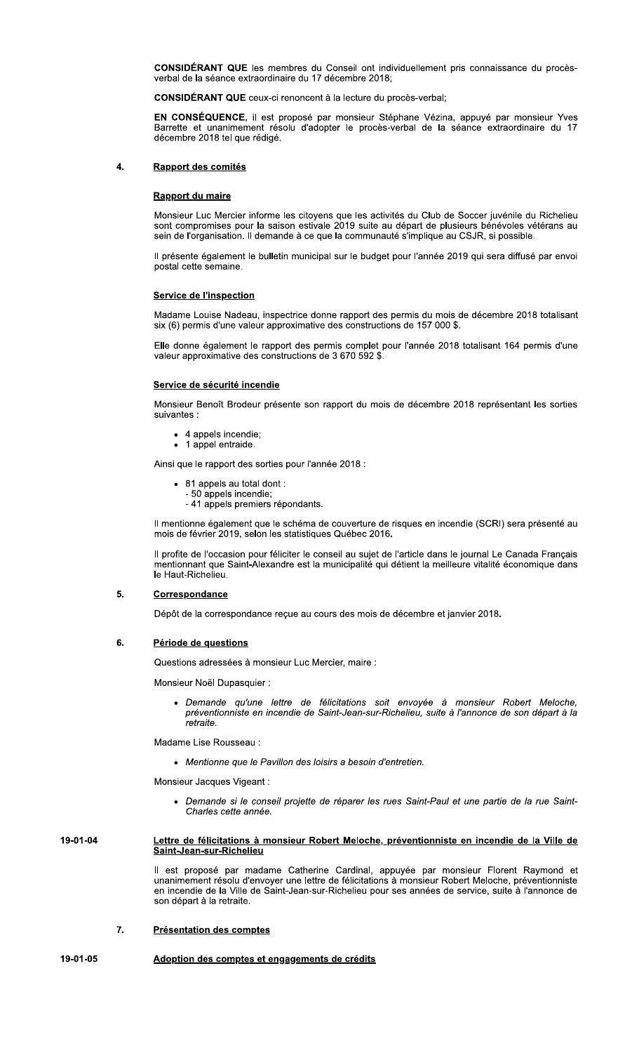**CONSIDÉRANT QUE** les membres du Conseil ont individuellement pris connaissance du procès-verbal de la séance extraordinaire du 17 décembre 2018;

**CONSIDÉRANT QUE** ceux-ci renoncent à la lecture du procès-verbal;

**EN CONSÉQUENCE,** il est proposé par monsieur Stéphane Vézina, appuyé par monsieur Yves Barrette et unanimement résolu d'adopter le procès-verbal de la séance extraordinaire du 17 décembre 2018 tel que rédigé.

## 4. Rapport des comités

### Rapport du maire

Monsieur Luc Mercier informe les citoyens que les activités du Club de Soccer juvénile du Richelieu sont compromises pour la saison estivale 2019 suite au départ de plusieurs bénévoles vétérans au sein de l'organisation. Il demande à ce que la communauté s'implique au CSJR, si possible.

Il présente également le bulletin municipal sur le budget pour l'année 2019 qui sera diffusé par envoi postal cette semaine.

### Service de l'inspection

Madame Louise Nadeau, inspectrice donne rapport des permis du mois de décembre 2018 totalisant six (6) permis d'une valeur approximative des constructions de 157 000 $.

Elle donne également le rapport des permis complet pour l'année 2018 totalisant 164 permis d'une valeur approximative des constructions de 3 670 592 $.

### Service de sécurité incendie

Monsieur Benoît Brodeur présente son rapport du mois de décembre 2018 représentant les sorties suivantes :

- 4 appels incendie;
- 1 appel entraide.

Ainsi que le rapport des sorties pour l'année 2018 :

- 81 appels au total dont :
  - 50 appels incendie;
  - 41 appels premiers répondants.

Il mentionne également que le schéma de couverture de risques en incendie (SCRI) sera présenté au mois de février 2019, selon les statistiques Québec 2016**.**

Il profite de l'occasion pour féliciter le conseil au sujet de l'article dans le journal Le Canada Français mentionnant que Saint-Alexandre est la municipalité qui détient la meilleure vitalité économique dans le Haut-Richelieu.

## 5. Correspondance

Dépôt de la correspondance reçue au cours des mois de décembre et janvier 2018**.**

## 6. Période de questions

Questions adressées à monsieur Luc Mercier, maire :

Monsieur Noël Dupasquier :

- *Demande qu'une lettre de félicitations soit envoyée à monsieur Robert Meloche, préventionniste en incendie de Saint-Jean-sur-Richelieu, suite à l'annonce de son départ à la retraite.*

Madame Lise Rousseau :

- *Mentionne que le Pavillon des loisirs a besoin d'entretien.*

Monsieur Jacques Vigeant :

- *Demande si le conseil projette de réparer les rues Saint-Paul et une partie de la rue Saint-Charles cette année.*

### 19-01-04 Lettre de félicitations à monsieur Robert Meloche, préventionniste en incendie de la Ville de Saint-Jean-sur-Richelieu

Il est proposé par madame Catherine Cardinal, appuyée par monsieur Florent Raymond et unanimement résolu d'envoyer une lettre de félicitations à monsieur Robert Meloche, préventionniste en incendie de la Ville de Saint-Jean-sur-Richelieu pour ses années de service, suite à l'annonce de son départ à la retraite.

## 7. Présentation des comptes

### 19-01-05 Adoption des comptes et engagements de crédits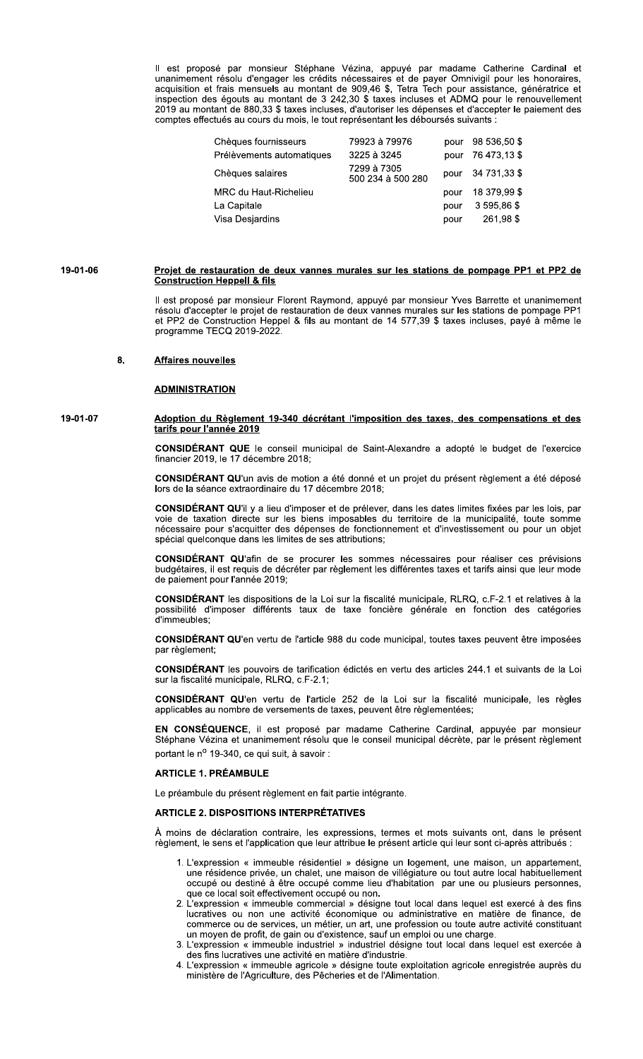Il est proposé par monsieur Stéphane Vézina, appuyé par madame Catherine Cardinal et unanimement résolu d'engager les crédits nécessaires et de payer Omnivigil pour les honoraires, acquisition et frais mensuels au montant de 909,46 $, Tetra Tech pour assistance, génératrice et inspection des égouts au montant de 3 242,30 $ taxes incluses et ADMQ pour le renouvellement 2019 au montant de 880,33 $ taxes incluses, d'autoriser les dépenses et d'accepter le paiement des comptes effectués au cours du mois, le tout représentant les déboursés suivants :

| | | | |
|---|---|---|---|
| Chèques fournisseurs | 79923 à 79976 | pour | 98 536,50 $ |
| Prélèvements automatiques | 3225 à 3245 | pour | 76 473,13 $ |
| Chèques salaires | 7299 à 7305<br>500 234 à 500 280 | pour | 34 731,33 $ |
| MRC du Haut-Richelieu | | pour | 18 379,99 $ |
| La Capitale | | pour | 3 595,86 $ |
| Visa Desjardins | | pour | 261,98 $ |

**19-01-06** **Projet de restauration de deux vannes murales sur les stations de pompage PP1 et PP2 de Construction Heppell & fils**

Il est proposé par monsieur Florent Raymond, appuyé par monsieur Yves Barrette et unanimement résolu d'accepter le projet de restauration de deux vannes murales sur les stations de pompage PP1 et PP2 de Construction Heppel & fils au montant de 14 577,39 $ taxes incluses, payé à même le programme TECQ 2019-2022.

## 8. Affaires nouvelles

### ADMINISTRATION

**19-01-07** **Adoption du Règlement 19-340 décrétant l'imposition des taxes, des compensations et des tarifs pour l'année 2019**

**CONSIDÉRANT QUE** le conseil municipal de Saint-Alexandre a adopté le budget de l'exercice financier 2019, le 17 décembre 2018;

**CONSIDÉRANT QU**'un avis de motion a été donné et un projet du présent règlement a été déposé lors de la séance extraordinaire du 17 décembre 2018;

**CONSIDÉRANT QU**'il y a lieu d'imposer et de prélever, dans les dates limites fixées par les lois, par voie de taxation directe sur les biens imposables du territoire de la municipalité, toute somme nécessaire pour s'acquitter des dépenses de fonctionnement et d'investissement ou pour un objet spécial quelconque dans les limites de ses attributions;

**CONSIDÉRANT QU**'afin de se procurer les sommes nécessaires pour réaliser ces prévisions budgétaires, il est requis de décréter par règlement les différentes taxes et tarifs ainsi que leur mode de paiement pour l'année 2019;

**CONSIDÉRANT** les dispositions de la Loi sur la fiscalité municipale, RLRQ, c.F-2.1 et relatives à la possibilité d'imposer différents taux de taxe foncière générale en fonction des catégories d'immeubles;

**CONSIDÉRANT QU**'en vertu de l'article 988 du code municipal, toutes taxes peuvent être imposées par règlement;

**CONSIDÉRANT** les pouvoirs de tarification édictés en vertu des articles 244.1 et suivants de la Loi sur la fiscalité municipale, RLRQ, c.F-2.1;

**CONSIDÉRANT QU**'en vertu de l'article 252 de la Loi sur la fiscalité municipale, les règles applicables au nombre de versements de taxes, peuvent être règlementées;

**EN CONSÉQUENCE**, il est proposé par madame Catherine Cardinal, appuyée par monsieur Stéphane Vézina et unanimement résolu que le conseil municipal décrète, par le présent règlement portant le n° 19-340, ce qui suit, à savoir :

### ARTICLE 1. PRÉAMBULE

Le préambule du présent règlement en fait partie intégrante.

### ARTICLE 2. DISPOSITIONS INTERPRÉTATIVES

À moins de déclaration contraire, les expressions, termes et mots suivants ont, dans le présent règlement, le sens et l'application que leur attribue le présent article qui leur sont ci-après attribués :

1. L'expression « immeuble résidentiel » désigne un logement, une maison, un appartement, une résidence privée, un chalet, une maison de villégiature ou tout autre local habituellement occupé ou destiné à être occupé comme lieu d'habitation par une ou plusieurs personnes, que ce local soit effectivement occupé ou non.
2. L'expression « immeuble commercial » désigne tout local dans lequel est exercé à des fins lucratives ou non une activité économique ou administrative en matière de finance, de commerce ou de services, un métier, un art, une profession ou toute autre activité constituant un moyen de profit, de gain ou d'existence, sauf un emploi ou une charge.
3. L'expression « immeuble industriel » industriel désigne tout local dans lequel est exercée à des fins lucratives une activité en matière d'industrie.
4. L'expression « immeuble agricole » désigne toute exploitation agricole enregistrée auprès du ministère de l'Agriculture, des Pêcheries et de l'Alimentation.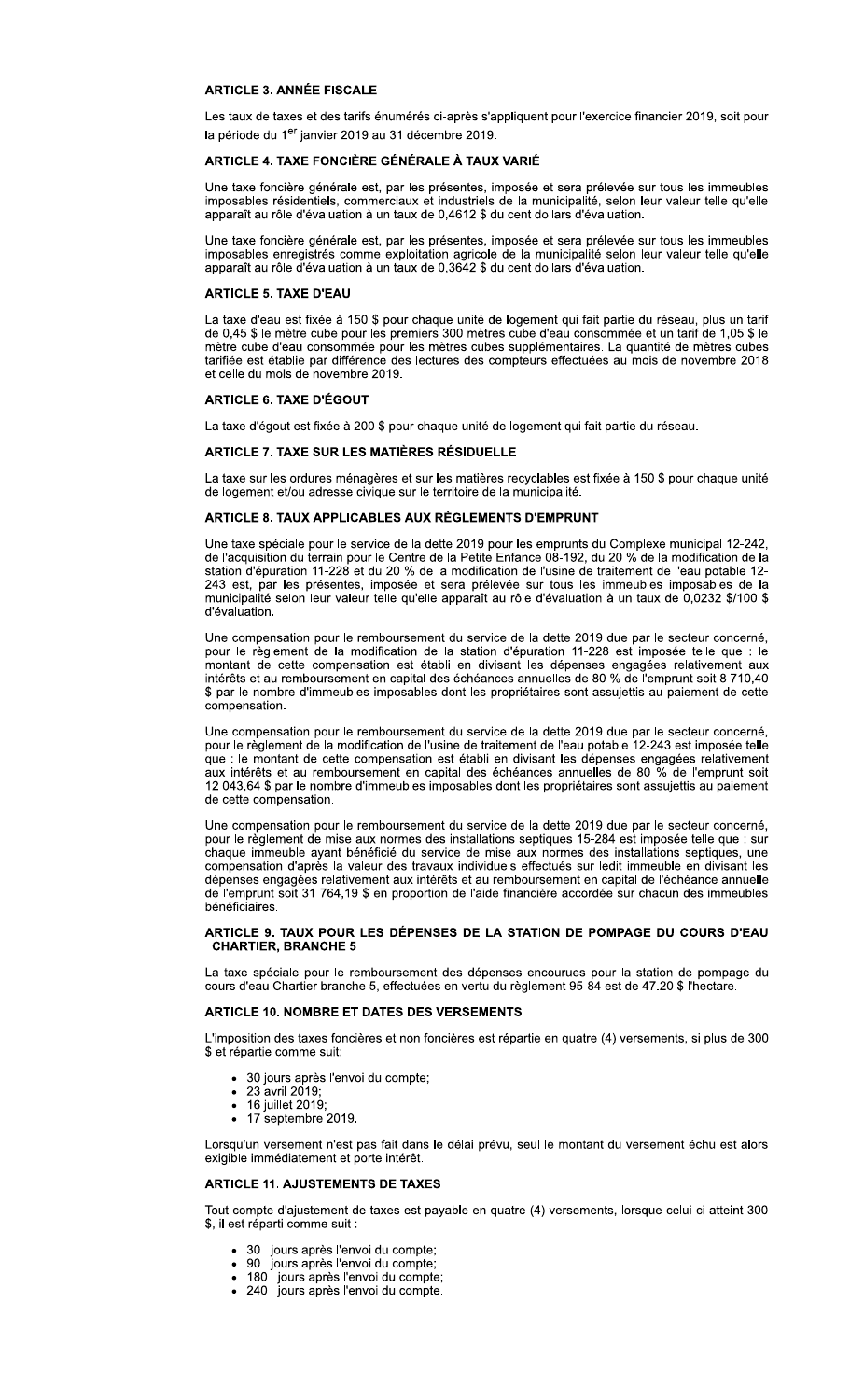### ARTICLE 3. ANNÉE FISCALE

Les taux de taxes et des tarifs énumérés ci-après s'appliquent pour l'exercice financier 2019, soit pour la période du 1er janvier 2019 au 31 décembre 2019.

### ARTICLE 4. TAXE FONCIÈRE GÉNÉRALE À TAUX VARIÉ

Une taxe foncière générale est, par les présentes, imposée et sera prélevée sur tous les immeubles imposables résidentiels, commerciaux et industriels de la municipalité, selon leur valeur telle qu'elle apparaît au rôle d'évaluation à un taux de 0,4612 $ du cent dollars d'évaluation.

Une taxe foncière générale est, par les présentes, imposée et sera prélevée sur tous les immeubles imposables enregistrés comme exploitation agricole de la municipalité selon leur valeur telle qu'elle apparaît au rôle d'évaluation à un taux de 0,3642 $ du cent dollars d'évaluation.

### ARTICLE 5. TAXE D'EAU

La taxe d'eau est fixée à 150 $ pour chaque unité de logement qui fait partie du réseau, plus un tarif de 0,45 $ le mètre cube pour les premiers 300 mètres cube d'eau consommée et un tarif de 1,05 $ le mètre cube d'eau consommée pour les mètres cubes supplémentaires. La quantité de mètres cubes tarifiée est établie par différence des lectures des compteurs effectuées au mois de novembre 2018 et celle du mois de novembre 2019.

### ARTICLE 6. TAXE D'ÉGOUT

La taxe d'égout est fixée à 200 $ pour chaque unité de logement qui fait partie du réseau.

### ARTICLE 7. TAXE SUR LES MATIÈRES RÉSIDUELLE

La taxe sur les ordures ménagères et sur les matières recyclables est fixée à 150 $ pour chaque unité de logement et/ou adresse civique sur le territoire de la municipalité.

### ARTICLE 8. TAUX APPLICABLES AUX RÈGLEMENTS D'EMPRUNT

Une taxe spéciale pour le service de la dette 2019 pour les emprunts du Complexe municipal 12-242, de l'acquisition du terrain pour le Centre de la Petite Enfance 08-192, du 20 % de la modification de la station d'épuration 11-228 et du 20 % de la modification de l'usine de traitement de l'eau potable 12-243 est, par les présentes, imposée et sera prélevée sur tous les immeubles imposables de la municipalité selon leur valeur telle qu'elle apparaît au rôle d'évaluation à un taux de 0,0232 $/100 $ d'évaluation.

Une compensation pour le remboursement du service de la dette 2019 due par le secteur concerné, pour le règlement de la modification de la station d'épuration 11-228 est imposée telle que : le montant de cette compensation est établi en divisant les dépenses engagées relativement aux intérêts et au remboursement en capital des échéances annuelles de 80 % de l'emprunt soit 8 710,40 $ par le nombre d'immeubles imposables dont les propriétaires sont assujettis au paiement de cette compensation.

Une compensation pour le remboursement du service de la dette 2019 due par le secteur concerné, pour le règlement de la modification de l'usine de traitement de l'eau potable 12-243 est imposée telle que : le montant de cette compensation est établi en divisant les dépenses engagées relativement aux intérêts et au remboursement en capital des échéances annuelles de 80 % de l'emprunt soit 12 043,64 $ par le nombre d'immeubles imposables dont les propriétaires sont assujettis au paiement de cette compensation.

Une compensation pour le remboursement du service de la dette 2019 due par le secteur concerné, pour le règlement de mise aux normes des installations septiques 15-284 est imposée telle que : sur chaque immeuble ayant bénéficié du service de mise aux normes des installations septiques, une compensation d'après la valeur des travaux individuels effectués sur ledit immeuble en divisant les dépenses engagées relativement aux intérêts et au remboursement en capital de l'échéance annuelle de l'emprunt soit 31 764,19 $ en proportion de l'aide financière accordée sur chacun des immeubles bénéficiaires.

### ARTICLE 9. TAUX POUR LES DÉPENSES DE LA STATION DE POMPAGE DU COURS D'EAU CHARTIER, BRANCHE 5

La taxe spéciale pour le remboursement des dépenses encourues pour la station de pompage du cours d'eau Chartier branche 5, effectuées en vertu du règlement 95-84 est de 47.20 $ l'hectare.

### ARTICLE 10. NOMBRE ET DATES DES VERSEMENTS

L'imposition des taxes foncières et non foncières est répartie en quatre (4) versements, si plus de 300 $ et répartie comme suit:

- 30 jours après l'envoi du compte;
- 23 avril 2019;
- 16 juillet 2019;
- 17 septembre 2019.

Lorsqu'un versement n'est pas fait dans le délai prévu, seul le montant du versement échu est alors exigible immédiatement et porte intérêt.

### ARTICLE 11. AJUSTEMENTS DE TAXES

Tout compte d'ajustement de taxes est payable en quatre (4) versements, lorsque celui-ci atteint 300 $, il est réparti comme suit :

- 30 jours après l'envoi du compte;
- 90 jours après l'envoi du compte;
- 180 jours après l'envoi du compte;
- 240 jours après l'envoi du compte.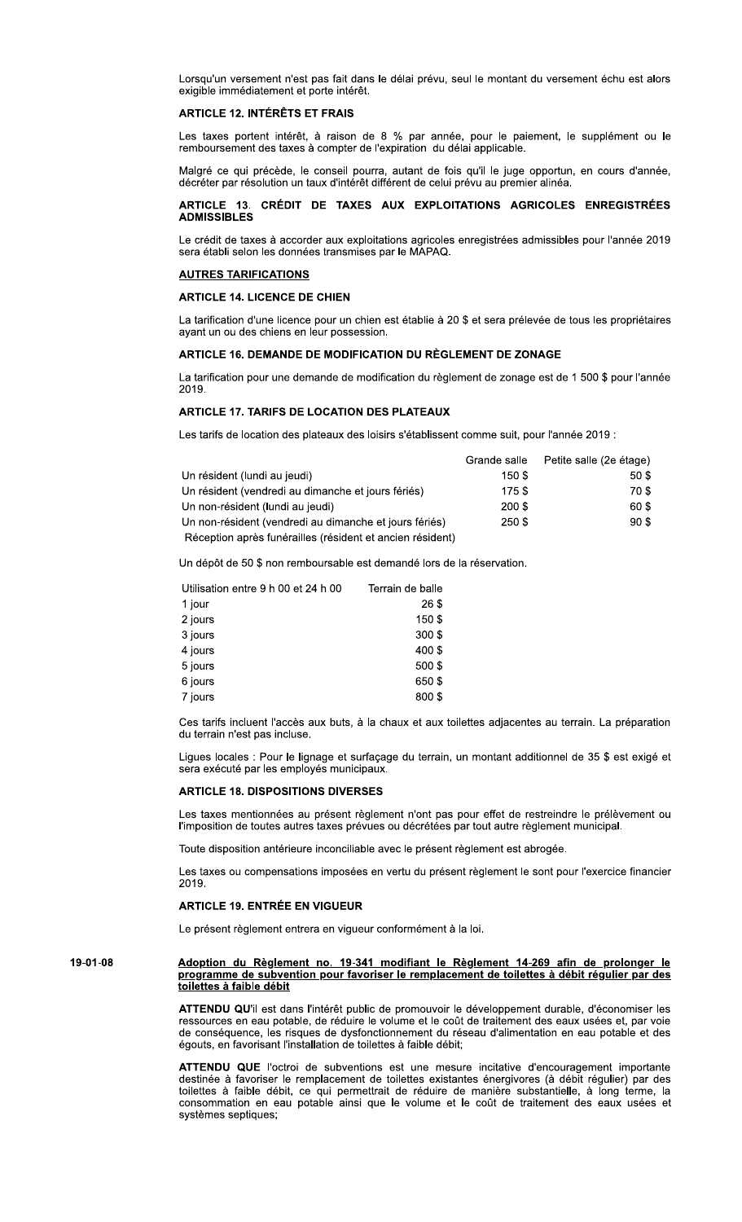Lorsqu'un versement n'est pas fait dans le délai prévu, seul le montant du versement échu est alors exigible immédiatement et porte intérêt.

### ARTICLE 12. INTÉRÊTS ET FRAIS

Les taxes portent intérêt, à raison de 8 % par année, pour le paiement, le supplément ou le remboursement des taxes à compter de l'expiration du délai applicable.

Malgré ce qui précède, le conseil pourra, autant de fois qu'il le juge opportun, en cours d'année, décréter par résolution un taux d'intérêt différent de celui prévu au premier alinéa.

### ARTICLE 13. CRÉDIT DE TAXES AUX EXPLOITATIONS AGRICOLES ENREGISTRÉES ADMISSIBLES

Le crédit de taxes à accorder aux exploitations agricoles enregistrées admissibles pour l'année 2019 sera établi selon les données transmises par le MAPAQ.

### AUTRES TARIFICATIONS

### ARTICLE 14. LICENCE DE CHIEN

La tarification d'une licence pour un chien est établie à 20 $ et sera prélevée de tous les propriétaires ayant un ou des chiens en leur possession.

### ARTICLE 16. DEMANDE DE MODIFICATION DU RÈGLEMENT DE ZONAGE

La tarification pour une demande de modification du règlement de zonage est de 1 500 $ pour l'année 2019.

### ARTICLE 17. TARIFS DE LOCATION DES PLATEAUX

Les tarifs de location des plateaux des loisirs s'établissent comme suit, pour l'année 2019 :

| | Grande salle | Petite salle (2e étage) |
|---|---|---|
| Un résident (lundi au jeudi) | 150 $ | 50 $ |
| Un résident (vendredi au dimanche et jours fériés) | 175 $ | 70 $ |
| Un non-résident (lundi au jeudi) | 200 $ | 60 $ |
| Un non-résident (vendredi au dimanche et jours fériés) | 250 $ | 90 $ |
| Réception après funérailles (résident et ancien résident) | | |

Un dépôt de 50 $ non remboursable est demandé lors de la réservation.

| Utilisation entre 9 h 00 et 24 h 00 | Terrain de balle |
|---|---|
| 1 jour | 26 $ |
| 2 jours | 150 $ |
| 3 jours | 300 $ |
| 4 jours | 400 $ |
| 5 jours | 500 $ |
| 6 jours | 650 $ |
| 7 jours | 800 $ |

Ces tarifs incluent l'accès aux buts, à la chaux et aux toilettes adjacentes au terrain. La préparation du terrain n'est pas incluse.

Ligues locales : Pour le lignage et surfaçage du terrain, un montant additionnel de 35 $ est exigé et sera exécuté par les employés municipaux.

### ARTICLE 18. DISPOSITIONS DIVERSES

Les taxes mentionnées au présent règlement n'ont pas pour effet de restreindre le prélèvement ou l'imposition de toutes autres taxes prévues ou décrétées par tout autre règlement municipal.

Toute disposition antérieure inconciliable avec le présent règlement est abrogée.

Les taxes ou compensations imposées en vertu du présent règlement le sont pour l'exercice financier 2019.

### ARTICLE 19. ENTRÉE EN VIGUEUR

Le présent règlement entrera en vigueur conformément à la loi.

19-01-08

**Adoption du Règlement no. 19-341 modifiant le Règlement 14-269 afin de prolonger le programme de subvention pour favoriser le remplacement de toilettes à débit régulier par des toilettes à faible débit**

**ATTENDU QU**'il est dans l'intérêt public de promouvoir le développement durable, d'économiser les ressources en eau potable, de réduire le volume et le coût de traitement des eaux usées et, par voie de conséquence, les risques de dysfonctionnement du réseau d'alimentation en eau potable et des égouts, en favorisant l'installation de toilettes à faible débit;

**ATTENDU QUE** l'octroi de subventions est une mesure incitative d'encouragement importante destinée à favoriser le remplacement de toilettes existantes énergivores (à débit régulier) par des toilettes à faible débit, ce qui permettrait de réduire de manière substantielle, à long terme, la consommation en eau potable ainsi que le volume et le coût de traitement des eaux usées et systèmes septiques;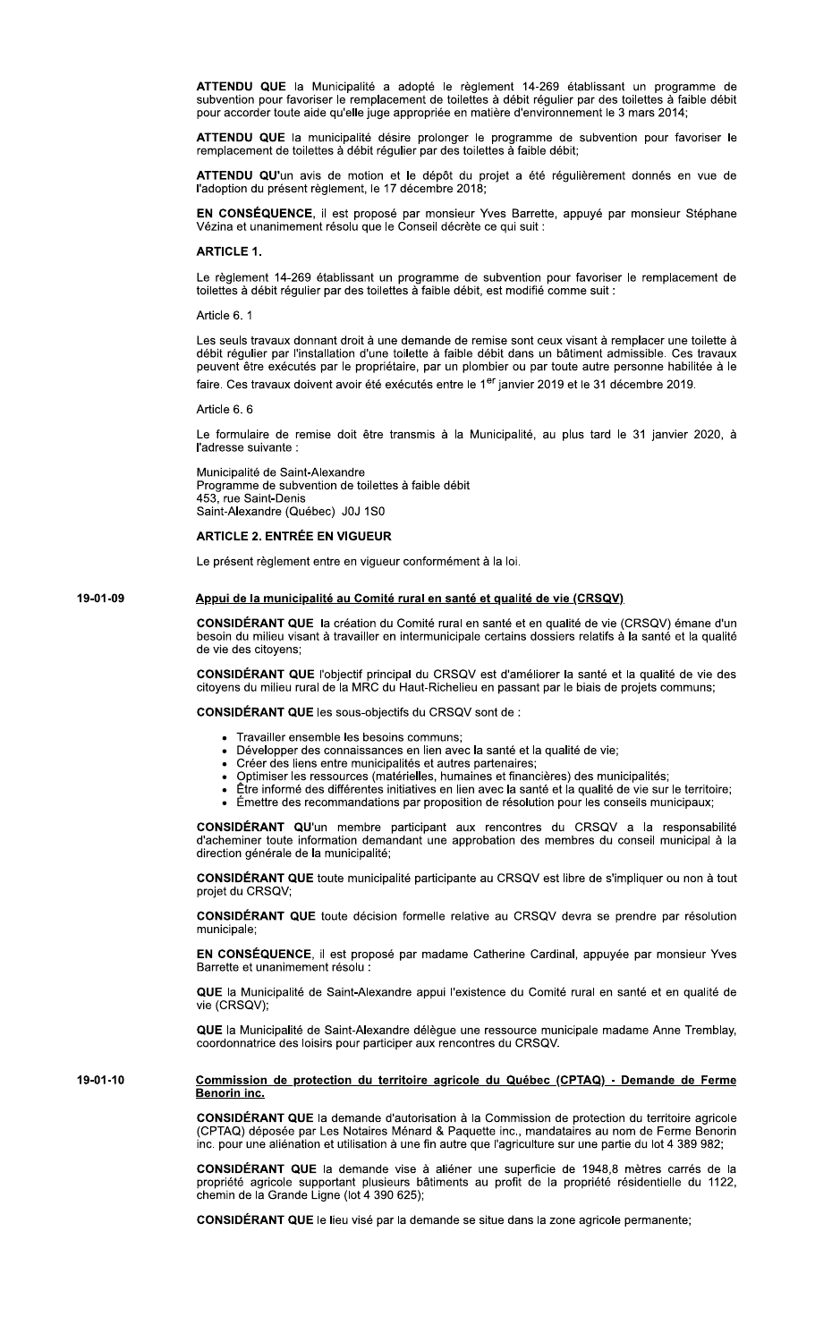**ATTENDU QUE** la Municipalité a adopté le règlement 14-269 établissant un programme de subvention pour favoriser le remplacement de toilettes à débit régulier par des toilettes à faible débit pour accorder toute aide qu'elle juge appropriée en matière d'environnement le 3 mars 2014;

**ATTENDU QUE** la municipalité désire prolonger le programme de subvention pour favoriser le remplacement de toilettes à débit régulier par des toilettes à faible débit;

**ATTENDU QU'**un avis de motion et le dépôt du projet a été régulièrement donnés en vue de l'adoption du présent règlement, le 17 décembre 2018;

**EN CONSÉQUENCE**, il est proposé par monsieur Yves Barrette, appuyé par monsieur Stéphane Vézina et unanimement résolu que le Conseil décrète ce qui suit :

**ARTICLE 1.**

Le règlement 14-269 établissant un programme de subvention pour favoriser le remplacement de toilettes à débit régulier par des toilettes à faible débit, est modifié comme suit :

Article 6. 1

Les seuls travaux donnant droit à une demande de remise sont ceux visant à remplacer une toilette à débit régulier par l'installation d'une toilette à faible débit dans un bâtiment admissible. Ces travaux peuvent être exécutés par le propriétaire, par un plombier ou par toute autre personne habilitée à le faire. Ces travaux doivent avoir été exécutés entre le 1er janvier 2019 et le 31 décembre 2019.

Article 6. 6

Le formulaire de remise doit être transmis à la Municipalité, au plus tard le 31 janvier 2020, à l'adresse suivante :

Municipalité de Saint-Alexandre
Programme de subvention de toilettes à faible débit
453, rue Saint-Denis
Saint-Alexandre (Québec) J0J 1S0

**ARTICLE 2. ENTRÉE EN VIGUEUR**

Le présent règlement entre en vigueur conformément à la loi.

**19-01-09** **Appui de la municipalité au Comité rural en santé et qualité de vie (CRSQV)**

**CONSIDÉRANT QUE** la création du Comité rural en santé et en qualité de vie (CRSQV) émane d'un besoin du milieu visant à travailler en intermunicipale certains dossiers relatifs à la santé et la qualité de vie des citoyens;

**CONSIDÉRANT QUE** l'objectif principal du CRSQV est d'améliorer la santé et la qualité de vie des citoyens du milieu rural de la MRC du Haut-Richelieu en passant par le biais de projets communs;

**CONSIDÉRANT QUE** les sous-objectifs du CRSQV sont de :

- Travailler ensemble les besoins communs;
- Développer des connaissances en lien avec la santé et la qualité de vie;
- Créer des liens entre municipalités et autres partenaires;
- Optimiser les ressources (matérielles, humaines et financières) des municipalités;
- Être informé des différentes initiatives en lien avec la santé et la qualité de vie sur le territoire;
- Émettre des recommandations par proposition de résolution pour les conseils municipaux;

**CONSIDÉRANT QU'**un membre participant aux rencontres du CRSQV a la responsabilité d'acheminer toute information demandant une approbation des membres du conseil municipal à la direction générale de la municipalité;

**CONSIDÉRANT QUE** toute municipalité participante au CRSQV est libre de s'impliquer ou non à tout projet du CRSQV;

**CONSIDÉRANT QUE** toute décision formelle relative au CRSQV devra se prendre par résolution municipale;

**EN CONSÉQUENCE**, il est proposé par madame Catherine Cardinal, appuyée par monsieur Yves Barrette et unanimement résolu :

**QUE** la Municipalité de Saint-Alexandre appui l'existence du Comité rural en santé et en qualité de vie (CRSQV);

**QUE** la Municipalité de Saint-Alexandre délègue une ressource municipale madame Anne Tremblay, coordonnatrice des loisirs pour participer aux rencontres du CRSQV.

**19-01-10** **Commission de protection du territoire agricole du Québec (CPTAQ) - Demande de Ferme Benorin inc.**

**CONSIDÉRANT QUE** la demande d'autorisation à la Commission de protection du territoire agricole (CPTAQ) déposée par Les Notaires Ménard & Paquette inc., mandataires au nom de Ferme Benorin inc. pour une aliénation et utilisation à une fin autre que l'agriculture sur une partie du lot 4 389 982;

**CONSIDÉRANT QUE** la demande vise à aliéner une superficie de 1948,8 mètres carrés de la propriété agricole supportant plusieurs bâtiments au profit de la propriété résidentielle du 1122, chemin de la Grande Ligne (lot 4 390 625);

**CONSIDÉRANT QUE** le lieu visé par la demande se situe dans la zone agricole permanente;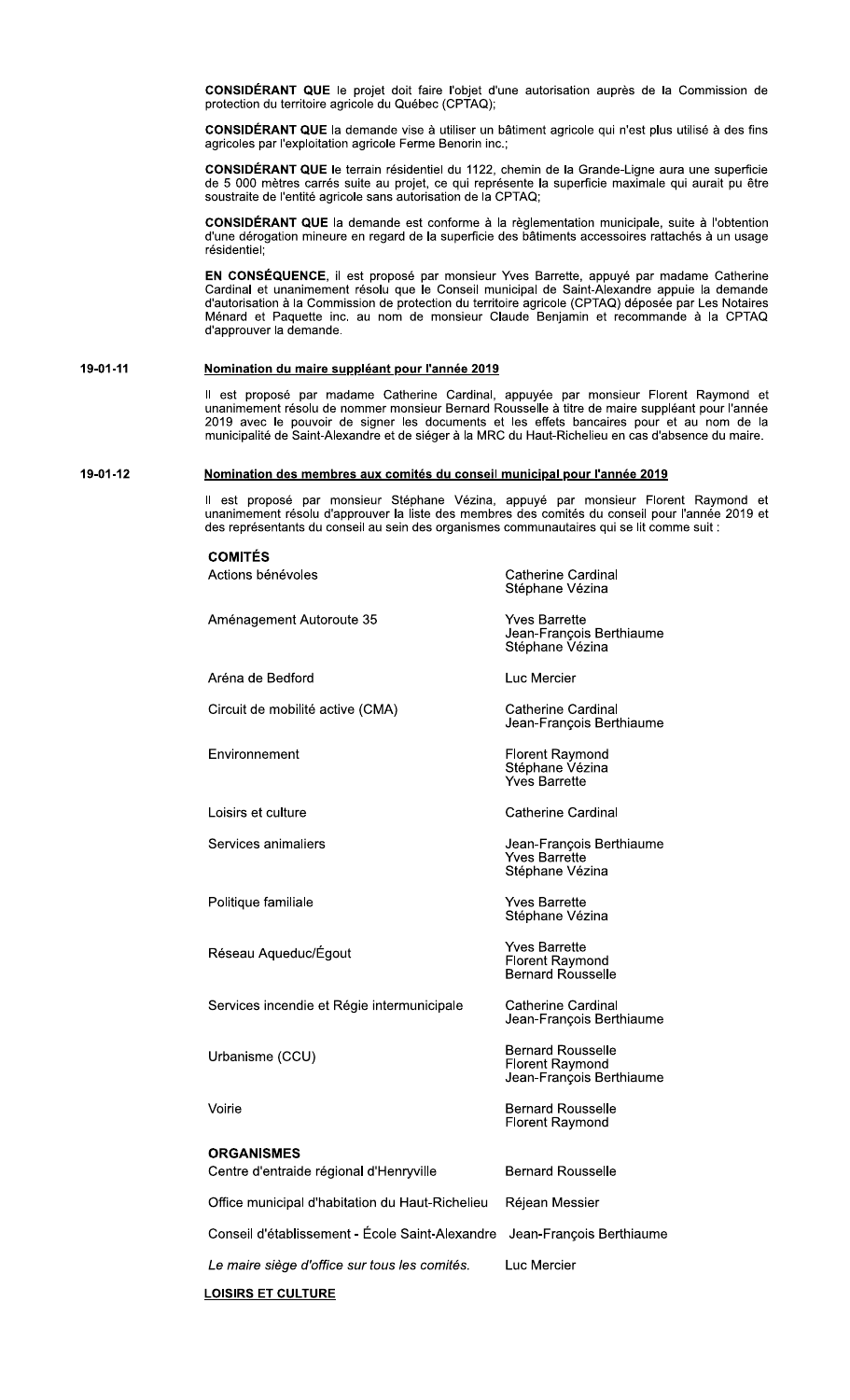**CONSIDÉRANT QUE** le projet doit faire l'objet d'une autorisation auprès de la Commission de protection du territoire agricole du Québec (CPTAQ);

**CONSIDÉRANT QUE** la demande vise à utiliser un bâtiment agricole qui n'est plus utilisé à des fins agricoles par l'exploitation agricole Ferme Benorin inc.;

**CONSIDÉRANT QUE** le terrain résidentiel du 1122, chemin de la Grande-Ligne aura une superficie de 5 000 mètres carrés suite au projet, ce qui représente la superficie maximale qui aurait pu être soustraite de l'entité agricole sans autorisation de la CPTAQ;

**CONSIDÉRANT QUE** la demande est conforme à la règlementation municipale, suite à l'obtention d'une dérogation mineure en regard de la superficie des bâtiments accessoires rattachés à un usage résidentiel;

**EN CONSÉQUENCE**, il est proposé par monsieur Yves Barrette, appuyé par madame Catherine Cardinal et unanimement résolu que le Conseil municipal de Saint-Alexandre appuie la demande d'autorisation à la Commission de protection du territoire agricole (CPTAQ) déposée par Les Notaires Ménard et Paquette inc. au nom de monsieur Claude Benjamin et recommande à la CPTAQ d'approuver la demande.

**19-01-11** **Nomination du maire suppléant pour l'année 2019**

Il est proposé par madame Catherine Cardinal, appuyée par monsieur Florent Raymond et unanimement résolu de nommer monsieur Bernard Rousselle à titre de maire suppléant pour l'année 2019 avec le pouvoir de signer les documents et les effets bancaires pour et au nom de la municipalité de Saint-Alexandre et de siéger à la MRC du Haut-Richelieu en cas d'absence du maire.

**19-01-12** **Nomination des membres aux comités du conseil municipal pour l'année 2019**

Il est proposé par monsieur Stéphane Vézina, appuyé par monsieur Florent Raymond et unanimement résolu d'approuver la liste des membres des comités du conseil pour l'année 2019 et des représentants du conseil au sein des organismes communautaires qui se lit comme suit :

| **COMITÉS** | |
|---|---|
| Actions bénévoles | Catherine Cardinal<br>Stéphane Vézina |
| Aménagement Autoroute 35 | Yves Barrette<br>Jean-François Berthiaume<br>Stéphane Vézina |
| Aréna de Bedford | Luc Mercier |
| Circuit de mobilité active (CMA) | Catherine Cardinal<br>Jean-François Berthiaume |
| Environnement | Florent Raymond<br>Stéphane Vézina<br>Yves Barrette |
| Loisirs et culture | Catherine Cardinal |
| Services animaliers | Jean-François Berthiaume<br>Yves Barrette<br>Stéphane Vézina |
| Politique familiale | Yves Barrette<br>Stéphane Vézina |
| Réseau Aqueduc/Égout | Yves Barrette<br>Florent Raymond<br>Bernard Rousselle |
| Services incendie et Régie intermunicipale | Catherine Cardinal<br>Jean-François Berthiaume |
| Urbanisme (CCU) | Bernard Rousselle<br>Florent Raymond<br>Jean-François Berthiaume |
| Voirie | Bernard Rousselle<br>Florent Raymond |
| **ORGANISMES** | |
| Centre d'entraide régional d'Henryville | Bernard Rousselle |
| Office municipal d'habitation du Haut-Richelieu | Réjean Messier |
| Conseil d'établissement - École Saint-Alexandre | Jean-François Berthiaume |
| *Le maire siège d'office sur tous les comités.* | Luc Mercier |

**LOISIRS ET CULTURE**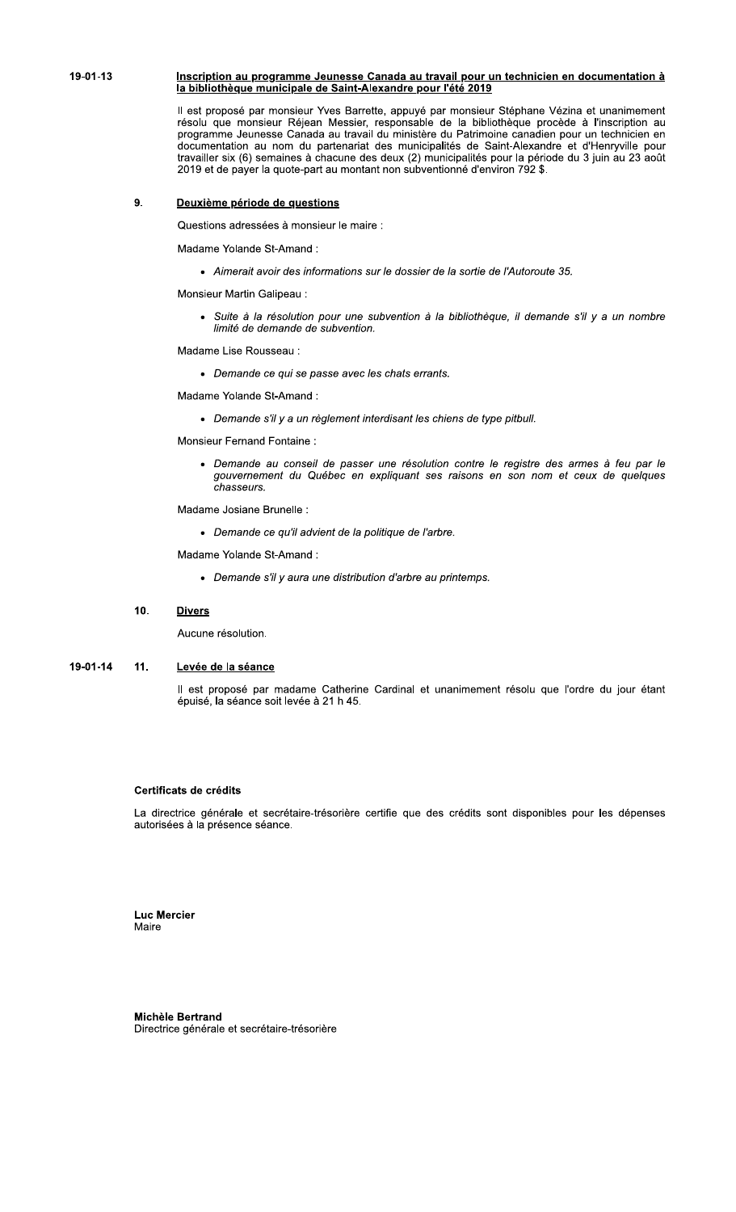**19-01-13** **<u>Inscription au programme Jeunesse Canada au travail pour un technicien en documentation à la bibliothèque municipale de Saint-Alexandre pour l'été 2019</u>**

Il est proposé par monsieur Yves Barrette, appuyé par monsieur Stéphane Vézina et unanimement résolu que monsieur Réjean Messier, responsable de la bibliothèque procède à l'inscription au programme Jeunesse Canada au travail du ministère du Patrimoine canadien pour un technicien en documentation au nom du partenariat des municipalités de Saint-Alexandre et d'Henryville pour travailler six (6) semaines à chacune des deux (2) municipalités pour la période du 3 juin au 23 août 2019 et de payer la quote-part au montant non subventionné d'environ 792 $.

**9. <u>Deuxième période de questions</u>**

Questions adressées à monsieur le maire :

Madame Yolande St-Amand :

- *Aimerait avoir des informations sur le dossier de la sortie de l'Autoroute 35.*

Monsieur Martin Galipeau :

- *Suite à la résolution pour une subvention à la bibliothèque, il demande s'il y a un nombre limité de demande de subvention.*

Madame Lise Rousseau :

- *Demande ce qui se passe avec les chats errants.*

Madame Yolande St-Amand :

- *Demande s'il y a un règlement interdisant les chiens de type pitbull.*

Monsieur Fernand Fontaine :

- *Demande au conseil de passer une résolution contre le registre des armes à feu par le gouvernement du Québec en expliquant ses raisons en son nom et ceux de quelques chasseurs.*

Madame Josiane Brunelle :

- *Demande ce qu'il advient de la politique de l'arbre.*

Madame Yolande St-Amand :

- *Demande s'il y aura une distribution d'arbre au printemps.*

**10. <u>Divers</u>**

Aucune résolution.

**19-01-14** **11. <u>Levée de la séance</u>**

Il est proposé par madame Catherine Cardinal et unanimement résolu que l'ordre du jour étant épuisé, la séance soit levée à 21 h 45.

**Certificats de crédits**

La directrice générale et secrétaire-trésorière certifie que des crédits sont disponibles pour les dépenses autorisées à la présence séance.

**Luc Mercier**
Maire

**Michèle Bertrand**
Directrice générale et secrétaire-trésorière